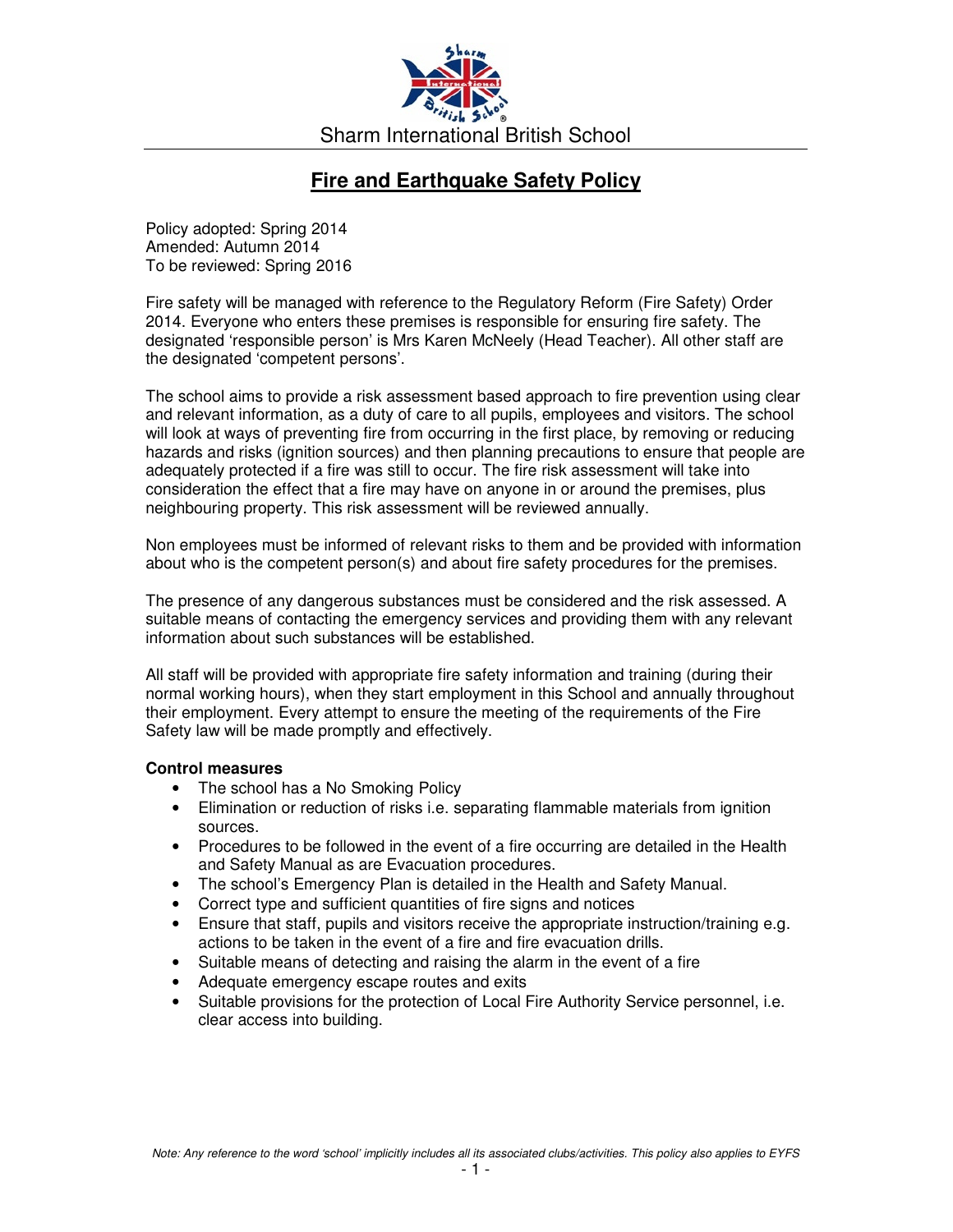Sharm International British School

# Fire and Earthquake Safety Policy

Policy adopted: Spring 2014
Amended: Autumn 2014
To be reviewed: Spring 2016

Fire safety will be managed with reference to the Regulatory Reform (Fire Safety) Order 2014. Everyone who enters these premises is responsible for ensuring fire safety. The designated 'responsible person' is Mrs Karen McNeely (Head Teacher). All other staff are the designated 'competent persons'.

The school aims to provide a risk assessment based approach to fire prevention using clear and relevant information, as a duty of care to all pupils, employees and visitors. The school will look at ways of preventing fire from occurring in the first place, by removing or reducing hazards and risks (ignition sources) and then planning precautions to ensure that people are adequately protected if a fire was still to occur. The fire risk assessment will take into consideration the effect that a fire may have on anyone in or around the premises, plus neighbouring property. This risk assessment will be reviewed annually.

Non employees must be informed of relevant risks to them and be provided with information about who is the competent person(s) and about fire safety procedures for the premises.

The presence of any dangerous substances must be considered and the risk assessed. A suitable means of contacting the emergency services and providing them with any relevant information about such substances will be established.

All staff will be provided with appropriate fire safety information and training (during their normal working hours), when they start employment in this School and annually throughout their employment. Every attempt to ensure the meeting of the requirements of the Fire Safety law will be made promptly and effectively.

**Control measures**

- The school has a No Smoking Policy
- Elimination or reduction of risks i.e. separating flammable materials from ignition sources.
- Procedures to be followed in the event of a fire occurring are detailed in the Health and Safety Manual as are Evacuation procedures.
- The school's Emergency Plan is detailed in the Health and Safety Manual.
- Correct type and sufficient quantities of fire signs and notices
- Ensure that staff, pupils and visitors receive the appropriate instruction/training e.g. actions to be taken in the event of a fire and fire evacuation drills.
- Suitable means of detecting and raising the alarm in the event of a fire
- Adequate emergency escape routes and exits
- Suitable provisions for the protection of Local Fire Authority Service personnel, i.e. clear access into building.

*Note: Any reference to the word 'school' implicitly includes all its associated clubs/activities. This policy also applies to EYFS*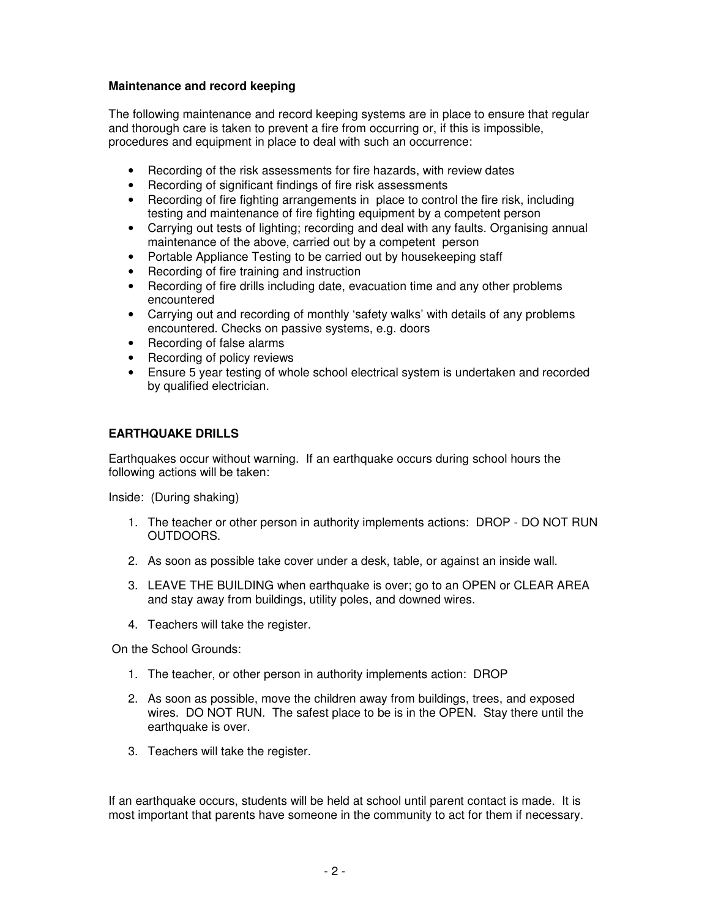**Maintenance and record keeping**

The following maintenance and record keeping systems are in place to ensure that regular and thorough care is taken to prevent a fire from occurring or, if this is impossible, procedures and equipment in place to deal with such an occurrence:

- Recording of the risk assessments for fire hazards, with review dates
- Recording of significant findings of fire risk assessments
- Recording of fire fighting arrangements in place to control the fire risk, including testing and maintenance of fire fighting equipment by a competent person
- Carrying out tests of lighting; recording and deal with any faults. Organising annual maintenance of the above, carried out by a competent person
- Portable Appliance Testing to be carried out by housekeeping staff
- Recording of fire training and instruction
- Recording of fire drills including date, evacuation time and any other problems encountered
- Carrying out and recording of monthly 'safety walks' with details of any problems encountered. Checks on passive systems, e.g. doors
- Recording of false alarms
- Recording of policy reviews
- Ensure 5 year testing of whole school electrical system is undertaken and recorded by qualified electrician.

**EARTHQUAKE DRILLS**

Earthquakes occur without warning. If an earthquake occurs during school hours the following actions will be taken:

Inside: (During shaking)

1. The teacher or other person in authority implements actions: DROP - DO NOT RUN OUTDOORS.
2. As soon as possible take cover under a desk, table, or against an inside wall.
3. LEAVE THE BUILDING when earthquake is over; go to an OPEN or CLEAR AREA and stay away from buildings, utility poles, and downed wires.
4. Teachers will take the register.

On the School Grounds:

1. The teacher, or other person in authority implements action: DROP
2. As soon as possible, move the children away from buildings, trees, and exposed wires. DO NOT RUN. The safest place to be is in the OPEN. Stay there until the earthquake is over.
3. Teachers will take the register.

If an earthquake occurs, students will be held at school until parent contact is made. It is most important that parents have someone in the community to act for them if necessary.